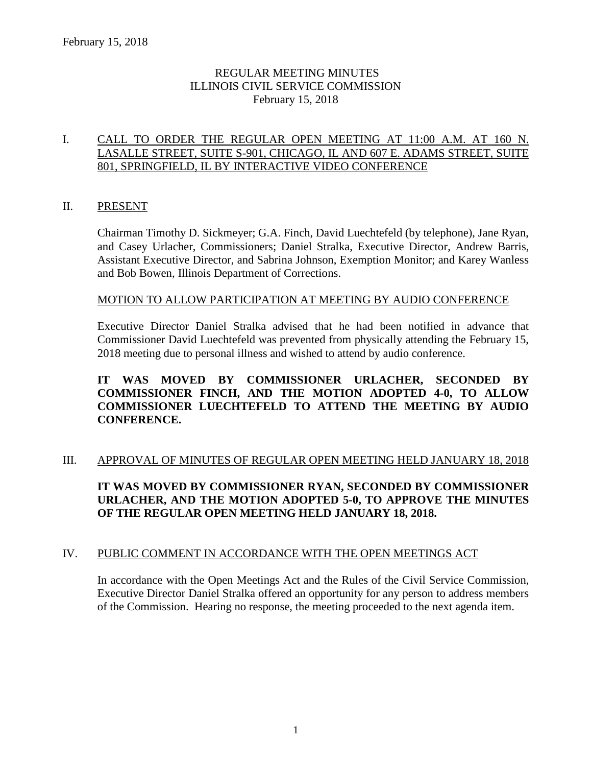# REGULAR MEETING MINUTES
# ILLINOIS CIVIL SERVICE COMMISSION
# February 15, 2018

## I. CALL TO ORDER THE REGULAR OPEN MEETING AT 11:00 A.M. AT 160 N. LASALLE STREET, SUITE S-901, CHICAGO, IL AND 607 E. ADAMS STREET, SUITE 801, SPRINGFIELD, IL BY INTERACTIVE VIDEO CONFERENCE

## II. PRESENT

Chairman Timothy D. Sickmeyer; G.A. Finch, David Luechtefeld (by telephone), Jane Ryan, and Casey Urlacher, Commissioners; Daniel Stralka, Executive Director, Andrew Barris, Assistant Executive Director, and Sabrina Johnson, Exemption Monitor; and Karey Wanless and Bob Bowen, Illinois Department of Corrections.

### MOTION TO ALLOW PARTICIPATION AT MEETING BY AUDIO CONFERENCE

Executive Director Daniel Stralka advised that he had been notified in advance that Commissioner David Luechtefeld was prevented from physically attending the February 15, 2018 meeting due to personal illness and wished to attend by audio conference.

**IT WAS MOVED BY COMMISSIONER URLACHER, SECONDED BY COMMISSIONER FINCH, AND THE MOTION ADOPTED 4-0, TO ALLOW COMMISSIONER LUECHTEFELD TO ATTEND THE MEETING BY AUDIO CONFERENCE.**

## III. APPROVAL OF MINUTES OF REGULAR OPEN MEETING HELD JANUARY 18, 2018

**IT WAS MOVED BY COMMISSIONER RYAN, SECONDED BY COMMISSIONER URLACHER, AND THE MOTION ADOPTED 5-0, TO APPROVE THE MINUTES OF THE REGULAR OPEN MEETING HELD JANUARY 18, 2018.**

## IV. PUBLIC COMMENT IN ACCORDANCE WITH THE OPEN MEETINGS ACT

In accordance with the Open Meetings Act and the Rules of the Civil Service Commission, Executive Director Daniel Stralka offered an opportunity for any person to address members of the Commission. Hearing no response, the meeting proceeded to the next agenda item.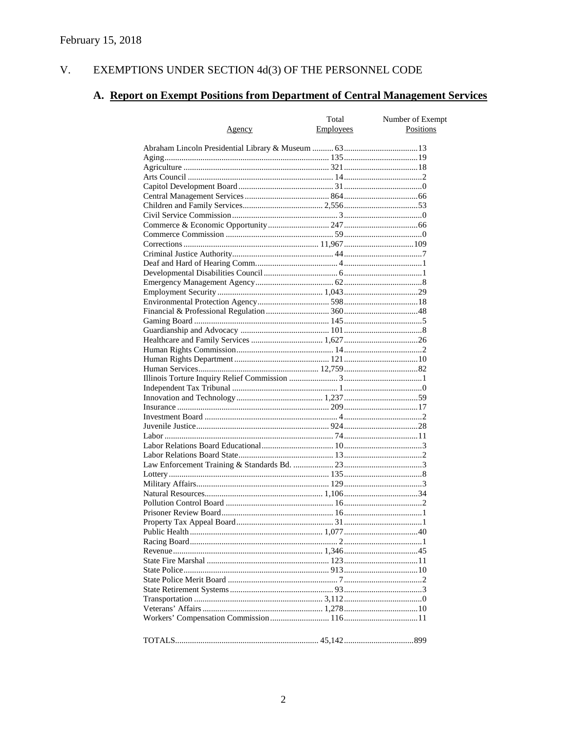February 15, 2018

# V. EXEMPTIONS UNDER SECTION 4d(3) OF THE PERSONNEL CODE

## A. Report on Exempt Positions from Department of Central Management Services

| Agency | Total Employees | Number of Exempt Positions |
|---|---|---|
| Abraham Lincoln Presidential Library & Museum | 63 | 13 |
| Aging | 135 | 19 |
| Agriculture | 321 | 18 |
| Arts Council | 14 | 2 |
| Capitol Development Board | 31 | 0 |
| Central Management Services | 864 | 66 |
| Children and Family Services | 2,556 | 53 |
| Civil Service Commission | 3 | 0 |
| Commerce & Economic Opportunity | 247 | 66 |
| Commerce Commission | 59 | 0 |
| Corrections | 11,967 | 109 |
| Criminal Justice Authority | 44 | 7 |
| Deaf and Hard of Hearing Comm. | 4 | 1 |
| Developmental Disabilities Council | 6 | 1 |
| Emergency Management Agency | 62 | 8 |
| Employment Security | 1,043 | 29 |
| Environmental Protection Agency | 598 | 18 |
| Financial & Professional Regulation | 360 | 48 |
| Gaming Board | 145 | 5 |
| Guardianship and Advocacy | 101 | 8 |
| Healthcare and Family Services | 1,627 | 26 |
| Human Rights Commission | 14 | 2 |
| Human Rights Department | 121 | 10 |
| Human Services | 12,759 | 82 |
| Illinois Torture Inquiry Relief Commission | 3 | 1 |
| Independent Tax Tribunal | 1 | 0 |
| Innovation and Technology | 1,237 | 59 |
| Insurance | 209 | 17 |
| Investment Board | 4 | 2 |
| Juvenile Justice | 924 | 28 |
| Labor | 74 | 11 |
| Labor Relations Board Educational | 10 | 3 |
| Labor Relations Board State | 13 | 2 |
| Law Enforcement Training & Standards Bd. | 23 | 3 |
| Lottery | 135 | 8 |
| Military Affairs | 129 | 3 |
| Natural Resources | 1,106 | 34 |
| Pollution Control Board | 16 | 2 |
| Prisoner Review Board | 16 | 1 |
| Property Tax Appeal Board | 31 | 1 |
| Public Health | 1,077 | 40 |
| Racing Board | 2 | 1 |
| Revenue | 1,346 | 45 |
| State Fire Marshal | 123 | 11 |
| State Police | 913 | 10 |
| State Police Merit Board | 7 | 2 |
| State Retirement Systems | 93 | 3 |
| Transportation | 3,112 | 0 |
| Veterans' Affairs | 1,278 | 10 |
| Workers' Compensation Commission | 116 | 11 |
| TOTALS | 45,142 | 899 |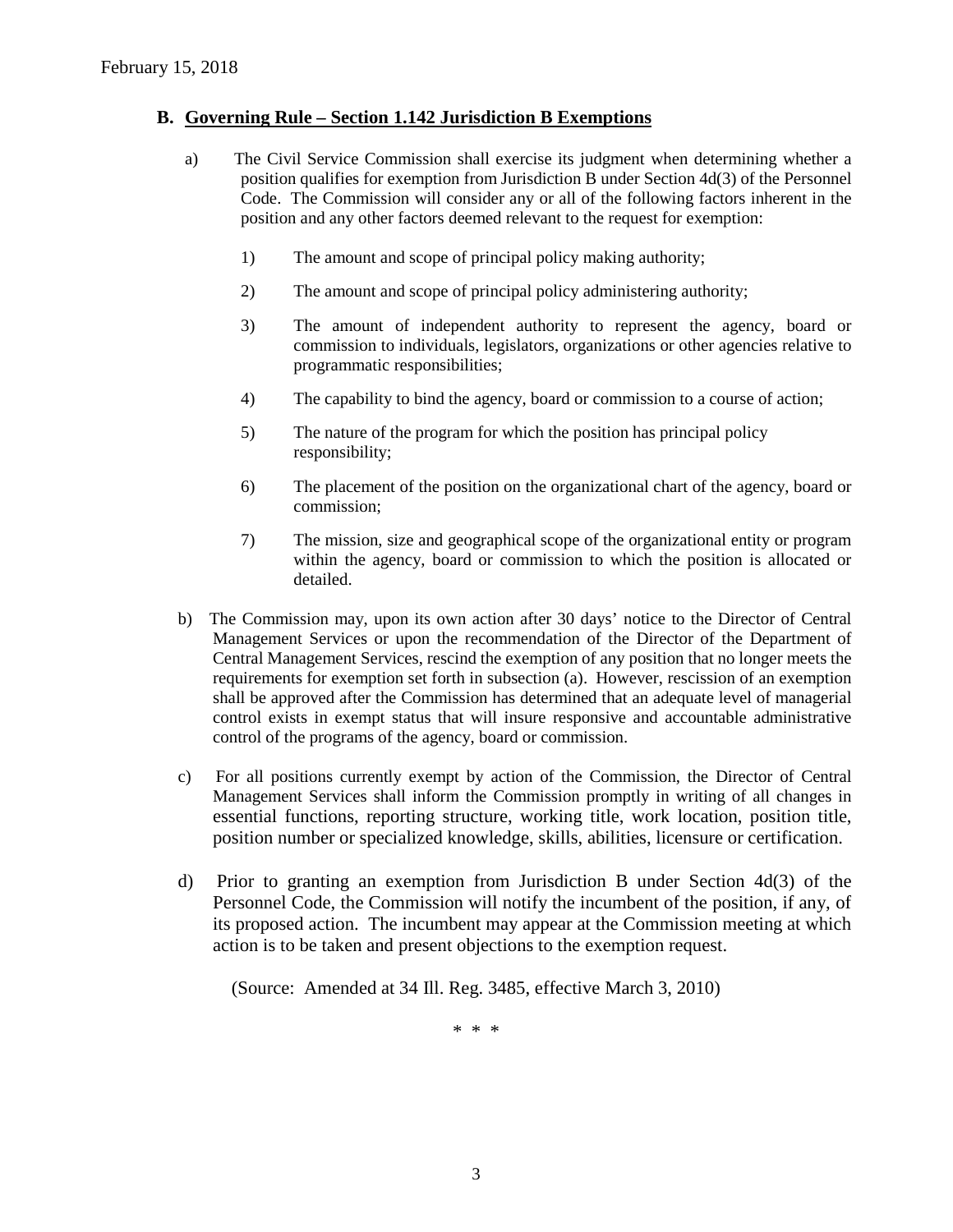## B. Governing Rule – Section 1.142 Jurisdiction B Exemptions

a) The Civil Service Commission shall exercise its judgment when determining whether a position qualifies for exemption from Jurisdiction B under Section 4d(3) of the Personnel Code. The Commission will consider any or all of the following factors inherent in the position and any other factors deemed relevant to the request for exemption:

1) The amount and scope of principal policy making authority;

2) The amount and scope of principal policy administering authority;

3) The amount of independent authority to represent the agency, board or commission to individuals, legislators, organizations or other agencies relative to programmatic responsibilities;

4) The capability to bind the agency, board or commission to a course of action;

5) The nature of the program for which the position has principal policy responsibility;

6) The placement of the position on the organizational chart of the agency, board or commission;

7) The mission, size and geographical scope of the organizational entity or program within the agency, board or commission to which the position is allocated or detailed.

b) The Commission may, upon its own action after 30 days' notice to the Director of Central Management Services or upon the recommendation of the Director of the Department of Central Management Services, rescind the exemption of any position that no longer meets the requirements for exemption set forth in subsection (a). However, rescission of an exemption shall be approved after the Commission has determined that an adequate level of managerial control exists in exempt status that will insure responsive and accountable administrative control of the programs of the agency, board or commission.

c) For all positions currently exempt by action of the Commission, the Director of Central Management Services shall inform the Commission promptly in writing of all changes in essential functions, reporting structure, working title, work location, position title, position number or specialized knowledge, skills, abilities, licensure or certification.

d) Prior to granting an exemption from Jurisdiction B under Section 4d(3) of the Personnel Code, the Commission will notify the incumbent of the position, if any, of its proposed action. The incumbent may appear at the Commission meeting at which action is to be taken and present objections to the exemption request.

(Source: Amended at 34 Ill. Reg. 3485, effective March 3, 2010)

\* \* \*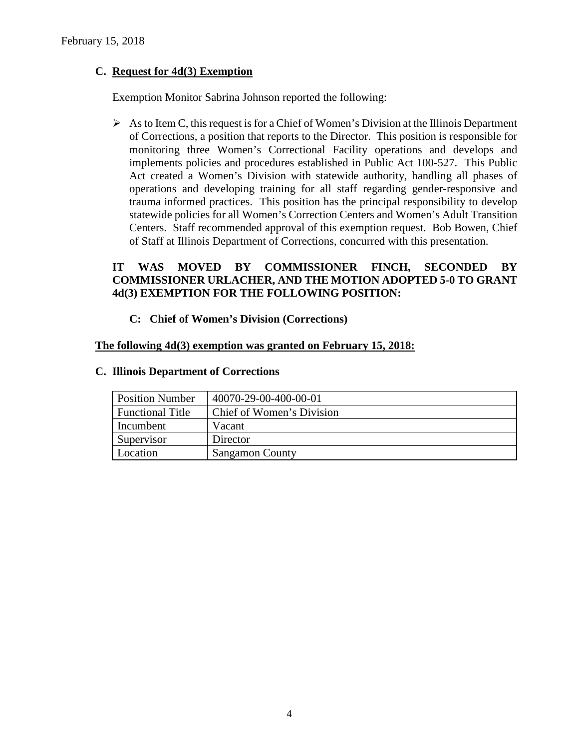## C. Request for 4d(3) Exemption

Exemption Monitor Sabrina Johnson reported the following:

- As to Item C, this request is for a Chief of Women's Division at the Illinois Department of Corrections, a position that reports to the Director. This position is responsible for monitoring three Women's Correctional Facility operations and develops and implements policies and procedures established in Public Act 100-527. This Public Act created a Women's Division with statewide authority, handling all phases of operations and developing training for all staff regarding gender-responsive and trauma informed practices. This position has the principal responsibility to develop statewide policies for all Women's Correction Centers and Women's Adult Transition Centers. Staff recommended approval of this exemption request. Bob Bowen, Chief of Staff at Illinois Department of Corrections, concurred with this presentation.

**IT WAS MOVED BY COMMISSIONER FINCH, SECONDED BY COMMISSIONER URLACHER, AND THE MOTION ADOPTED 5-0 TO GRANT 4d(3) EXEMPTION FOR THE FOLLOWING POSITION:**

**C: Chief of Women's Division (Corrections)**

**The following 4d(3) exemption was granted on February 15, 2018:**

**C. Illinois Department of Corrections**

| Position Number | 40070-29-00-400-00-01 |
|---|---|
| Functional Title | Chief of Women's Division |
| Incumbent | Vacant |
| Supervisor | Director |
| Location | Sangamon County |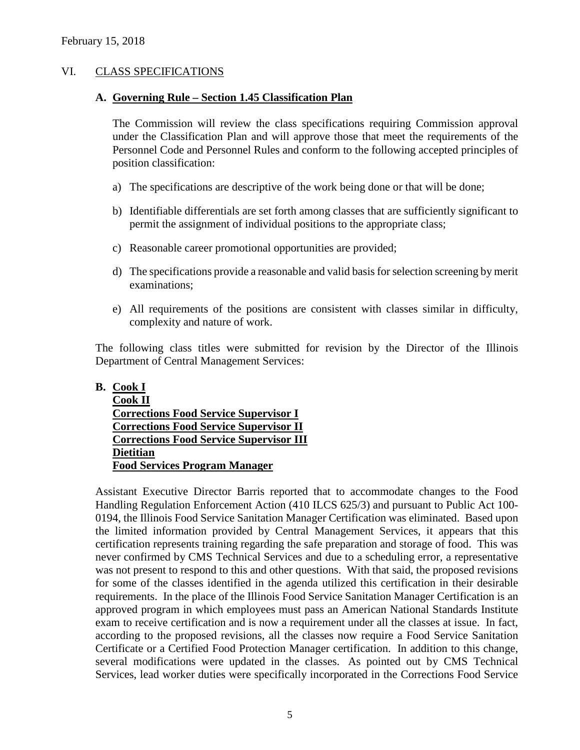February 15, 2018

## VI. CLASS SPECIFICATIONS

### A. Governing Rule – Section 1.45 Classification Plan

The Commission will review the class specifications requiring Commission approval under the Classification Plan and will approve those that meet the requirements of the Personnel Code and Personnel Rules and conform to the following accepted principles of position classification:

a) The specifications are descriptive of the work being done or that will be done;

b) Identifiable differentials are set forth among classes that are sufficiently significant to permit the assignment of individual positions to the appropriate class;

c) Reasonable career promotional opportunities are provided;

d) The specifications provide a reasonable and valid basis for selection screening by merit examinations;

e) All requirements of the positions are consistent with classes similar in difficulty, complexity and nature of work.

The following class titles were submitted for revision by the Director of the Illinois Department of Central Management Services:

### B. Cook I
**Cook II**
**Corrections Food Service Supervisor I**
**Corrections Food Service Supervisor II**
**Corrections Food Service Supervisor III**
**Dietitian**
**Food Services Program Manager**

Assistant Executive Director Barris reported that to accommodate changes to the Food Handling Regulation Enforcement Action (410 ILCS 625/3) and pursuant to Public Act 100-0194, the Illinois Food Service Sanitation Manager Certification was eliminated. Based upon the limited information provided by Central Management Services, it appears that this certification represents training regarding the safe preparation and storage of food. This was never confirmed by CMS Technical Services and due to a scheduling error, a representative was not present to respond to this and other questions. With that said, the proposed revisions for some of the classes identified in the agenda utilized this certification in their desirable requirements. In the place of the Illinois Food Service Sanitation Manager Certification is an approved program in which employees must pass an American National Standards Institute exam to receive certification and is now a requirement under all the classes at issue. In fact, according to the proposed revisions, all the classes now require a Food Service Sanitation Certificate or a Certified Food Protection Manager certification. In addition to this change, several modifications were updated in the classes. As pointed out by CMS Technical Services, lead worker duties were specifically incorporated in the Corrections Food Service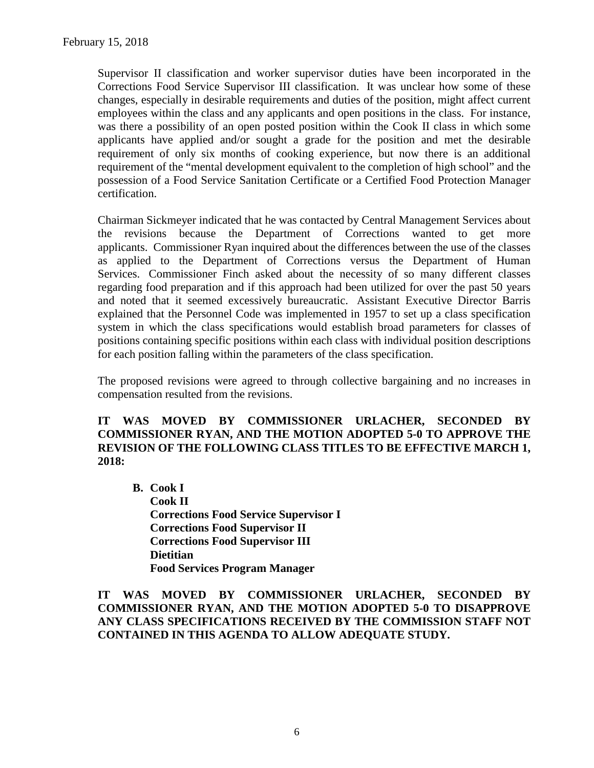Supervisor II classification and worker supervisor duties have been incorporated in the Corrections Food Service Supervisor III classification. It was unclear how some of these changes, especially in desirable requirements and duties of the position, might affect current employees within the class and any applicants and open positions in the class. For instance, was there a possibility of an open posted position within the Cook II class in which some applicants have applied and/or sought a grade for the position and met the desirable requirement of only six months of cooking experience, but now there is an additional requirement of the "mental development equivalent to the completion of high school" and the possession of a Food Service Sanitation Certificate or a Certified Food Protection Manager certification.

Chairman Sickmeyer indicated that he was contacted by Central Management Services about the revisions because the Department of Corrections wanted to get more applicants. Commissioner Ryan inquired about the differences between the use of the classes as applied to the Department of Corrections versus the Department of Human Services. Commissioner Finch asked about the necessity of so many different classes regarding food preparation and if this approach had been utilized for over the past 50 years and noted that it seemed excessively bureaucratic. Assistant Executive Director Barris explained that the Personnel Code was implemented in 1957 to set up a class specification system in which the class specifications would establish broad parameters for classes of positions containing specific positions within each class with individual position descriptions for each position falling within the parameters of the class specification.

The proposed revisions were agreed to through collective bargaining and no increases in compensation resulted from the revisions.

**IT WAS MOVED BY COMMISSIONER URLACHER, SECONDED BY COMMISSIONER RYAN, AND THE MOTION ADOPTED 5-0 TO APPROVE THE REVISION OF THE FOLLOWING CLASS TITLES TO BE EFFECTIVE MARCH 1, 2018:**

**B. Cook I**
**Cook II**
**Corrections Food Service Supervisor I**
**Corrections Food Supervisor II**
**Corrections Food Supervisor III**
**Dietitian**
**Food Services Program Manager**

**IT WAS MOVED BY COMMISSIONER URLACHER, SECONDED BY COMMISSIONER RYAN, AND THE MOTION ADOPTED 5-0 TO DISAPPROVE ANY CLASS SPECIFICATIONS RECEIVED BY THE COMMISSION STAFF NOT CONTAINED IN THIS AGENDA TO ALLOW ADEQUATE STUDY.**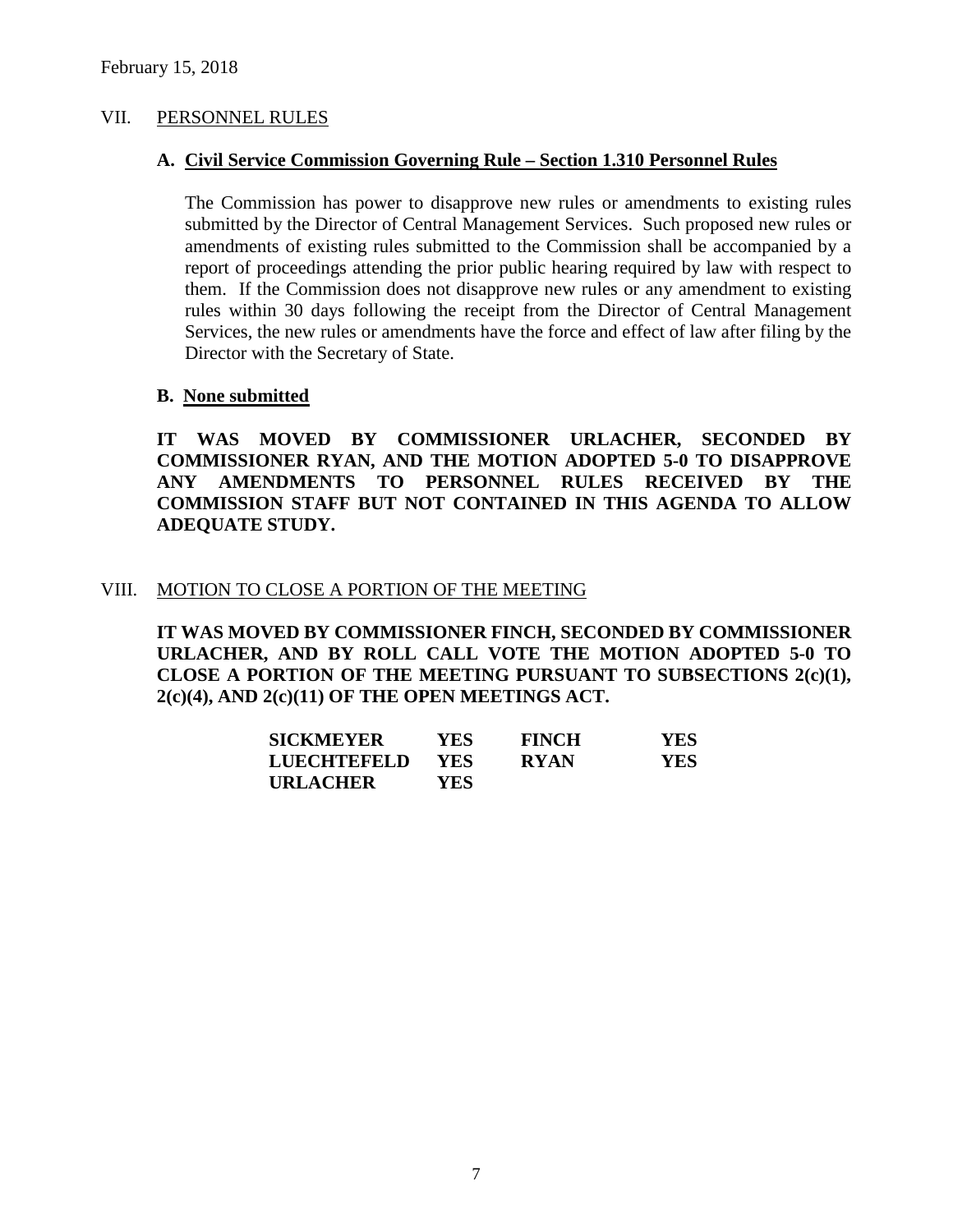February 15, 2018

## VII. PERSONNEL RULES

### A. Civil Service Commission Governing Rule – Section 1.310 Personnel Rules

The Commission has power to disapprove new rules or amendments to existing rules submitted by the Director of Central Management Services. Such proposed new rules or amendments of existing rules submitted to the Commission shall be accompanied by a report of proceedings attending the prior public hearing required by law with respect to them. If the Commission does not disapprove new rules or any amendment to existing rules within 30 days following the receipt from the Director of Central Management Services, the new rules or amendments have the force and effect of law after filing by the Director with the Secretary of State.

### B. None submitted

**IT WAS MOVED BY COMMISSIONER URLACHER, SECONDED BY COMMISSIONER RYAN, AND THE MOTION ADOPTED 5-0 TO DISAPPROVE ANY AMENDMENTS TO PERSONNEL RULES RECEIVED BY THE COMMISSION STAFF BUT NOT CONTAINED IN THIS AGENDA TO ALLOW ADEQUATE STUDY.**

## VIII. MOTION TO CLOSE A PORTION OF THE MEETING

**IT WAS MOVED BY COMMISSIONER FINCH, SECONDED BY COMMISSIONER URLACHER, AND BY ROLL CALL VOTE THE MOTION ADOPTED 5-0 TO CLOSE A PORTION OF THE MEETING PURSUANT TO SUBSECTIONS 2(c)(1), 2(c)(4), AND 2(c)(11) OF THE OPEN MEETINGS ACT.**

| | | | |
|---|---|---|---|
| **SICKMEYER** | **YES** | **FINCH** | **YES** |
| **LUECHTEFELD** | **YES** | **RYAN** | **YES** |
| **URLACHER** | **YES** | | |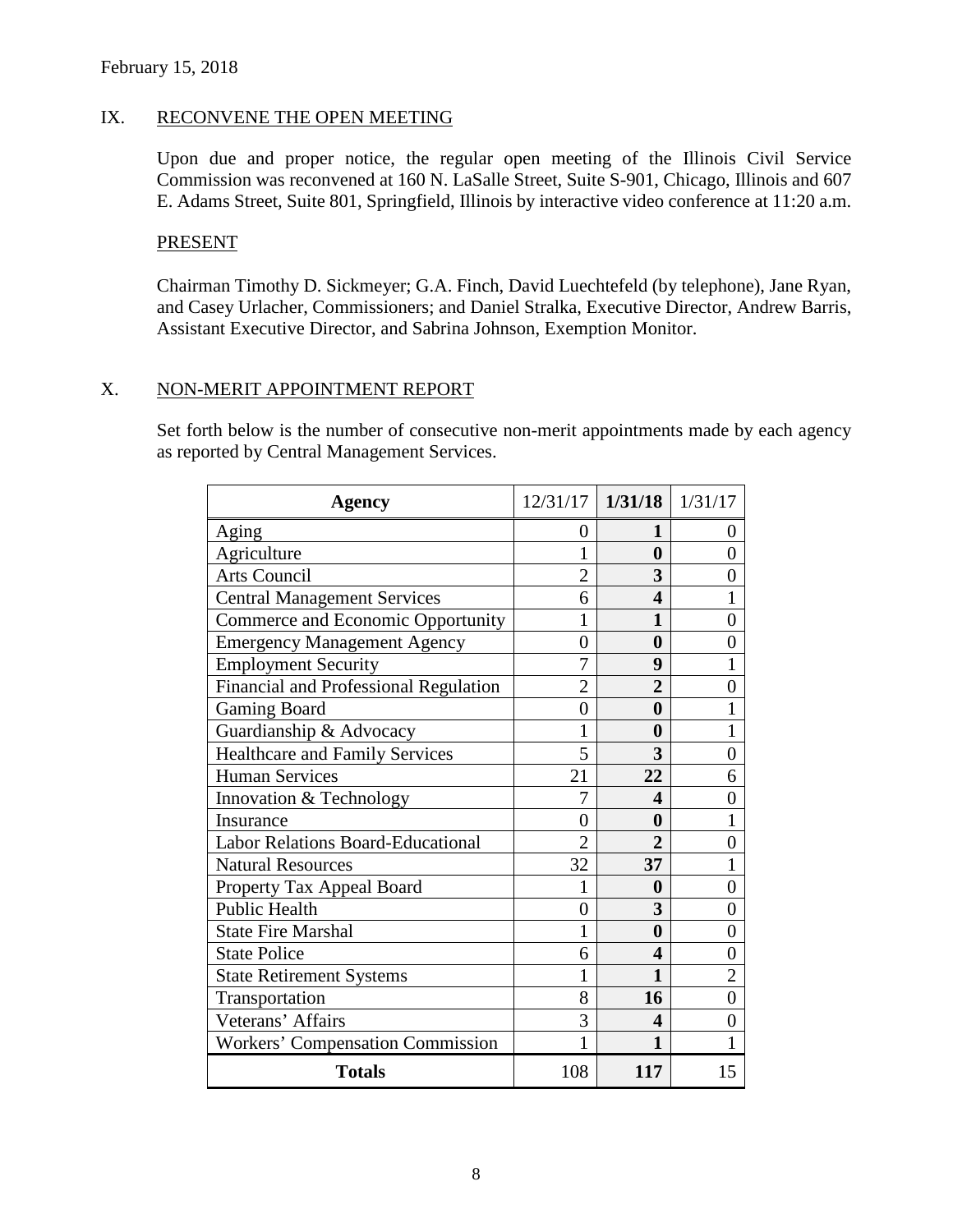February 15, 2018

## IX. RECONVENE THE OPEN MEETING

Upon due and proper notice, the regular open meeting of the Illinois Civil Service Commission was reconvened at 160 N. LaSalle Street, Suite S-901, Chicago, Illinois and 607 E. Adams Street, Suite 801, Springfield, Illinois by interactive video conference at 11:20 a.m.

### PRESENT

Chairman Timothy D. Sickmeyer; G.A. Finch, David Luechtefeld (by telephone), Jane Ryan, and Casey Urlacher, Commissioners; and Daniel Stralka, Executive Director, Andrew Barris, Assistant Executive Director, and Sabrina Johnson, Exemption Monitor.

## X. NON-MERIT APPOINTMENT REPORT

Set forth below is the number of consecutive non-merit appointments made by each agency as reported by Central Management Services.

| **Agency** | 12/31/17 | **1/31/18** | 1/31/17 |
|---|---|---|---|
| Aging | 0 | **1** | 0 |
| Agriculture | 1 | **0** | 0 |
| Arts Council | 2 | **3** | 0 |
| Central Management Services | 6 | **4** | 1 |
| Commerce and Economic Opportunity | 1 | **1** | 0 |
| Emergency Management Agency | 0 | **0** | 0 |
| Employment Security | 7 | **9** | 1 |
| Financial and Professional Regulation | 2 | **2** | 0 |
| Gaming Board | 0 | **0** | 1 |
| Guardianship & Advocacy | 1 | **0** | 1 |
| Healthcare and Family Services | 5 | **3** | 0 |
| Human Services | 21 | **22** | 6 |
| Innovation & Technology | 7 | **4** | 0 |
| Insurance | 0 | **0** | 1 |
| Labor Relations Board-Educational | 2 | **2** | 0 |
| Natural Resources | 32 | **37** | 1 |
| Property Tax Appeal Board | 1 | **0** | 0 |
| Public Health | 0 | **3** | 0 |
| State Fire Marshal | 1 | **0** | 0 |
| State Police | 6 | **4** | 0 |
| State Retirement Systems | 1 | **1** | 2 |
| Transportation | 8 | **16** | 0 |
| Veterans' Affairs | 3 | **4** | 0 |
| Workers' Compensation Commission | 1 | **1** | 1 |
| **Totals** | 108 | **117** | 15 |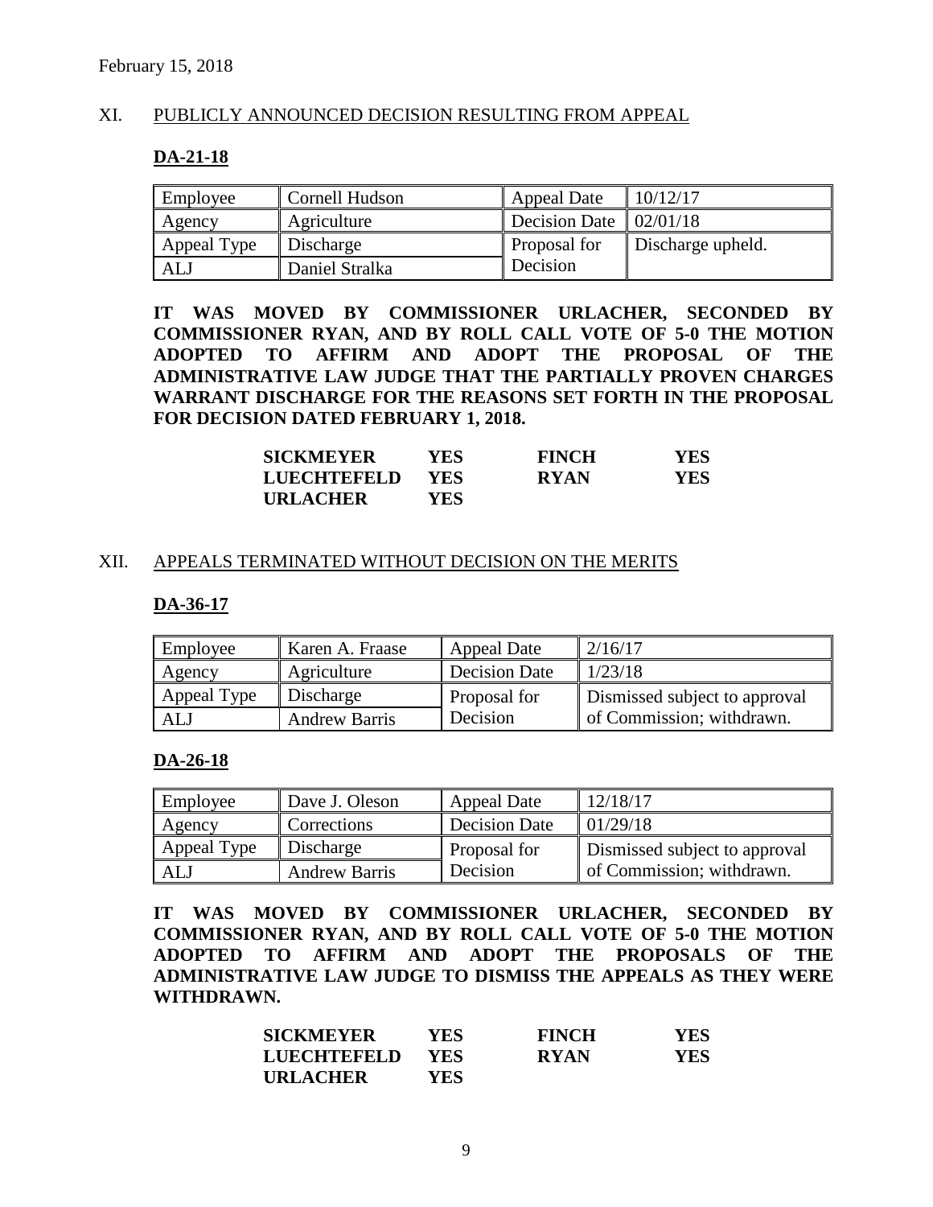February 15, 2018

## XI. PUBLICLY ANNOUNCED DECISION RESULTING FROM APPEAL

### DA-21-18

| Employee | Cornell Hudson | Appeal Date | 10/12/17 |
|---|---|---|---|
| Agency | Agriculture | Decision Date | 02/01/18 |
| Appeal Type | Discharge | Proposal for Decision | Discharge upheld. |
| ALJ | Daniel Stralka | | |

**IT WAS MOVED BY COMMISSIONER URLACHER, SECONDED BY COMMISSIONER RYAN, AND BY ROLL CALL VOTE OF 5-0 THE MOTION ADOPTED TO AFFIRM AND ADOPT THE PROPOSAL OF THE ADMINISTRATIVE LAW JUDGE THAT THE PARTIALLY PROVEN CHARGES WARRANT DISCHARGE FOR THE REASONS SET FORTH IN THE PROPOSAL FOR DECISION DATED FEBRUARY 1, 2018.**

| | | | |
|---|---|---|---|
| **SICKMEYER** | **YES** | **FINCH** | **YES** |
| **LUECHTEFELD** | **YES** | **RYAN** | **YES** |
| **URLACHER** | **YES** | | |

## XII. APPEALS TERMINATED WITHOUT DECISION ON THE MERITS

### DA-36-17

| Employee | Karen A. Fraase | Appeal Date | 2/16/17 |
|---|---|---|---|
| Agency | Agriculture | Decision Date | 1/23/18 |
| Appeal Type | Discharge | Proposal for Decision | Dismissed subject to approval of Commission; withdrawn. |
| ALJ | Andrew Barris | | |

### DA-26-18

| Employee | Dave J. Oleson | Appeal Date | 12/18/17 |
|---|---|---|---|
| Agency | Corrections | Decision Date | 01/29/18 |
| Appeal Type | Discharge | Proposal for Decision | Dismissed subject to approval of Commission; withdrawn. |
| ALJ | Andrew Barris | | |

**IT WAS MOVED BY COMMISSIONER URLACHER, SECONDED BY COMMISSIONER RYAN, AND BY ROLL CALL VOTE OF 5-0 THE MOTION ADOPTED TO AFFIRM AND ADOPT THE PROPOSALS OF THE ADMINISTRATIVE LAW JUDGE TO DISMISS THE APPEALS AS THEY WERE WITHDRAWN.**

| | | | |
|---|---|---|---|
| **SICKMEYER** | **YES** | **FINCH** | **YES** |
| **LUECHTEFELD** | **YES** | **RYAN** | **YES** |
| **URLACHER** | **YES** | | |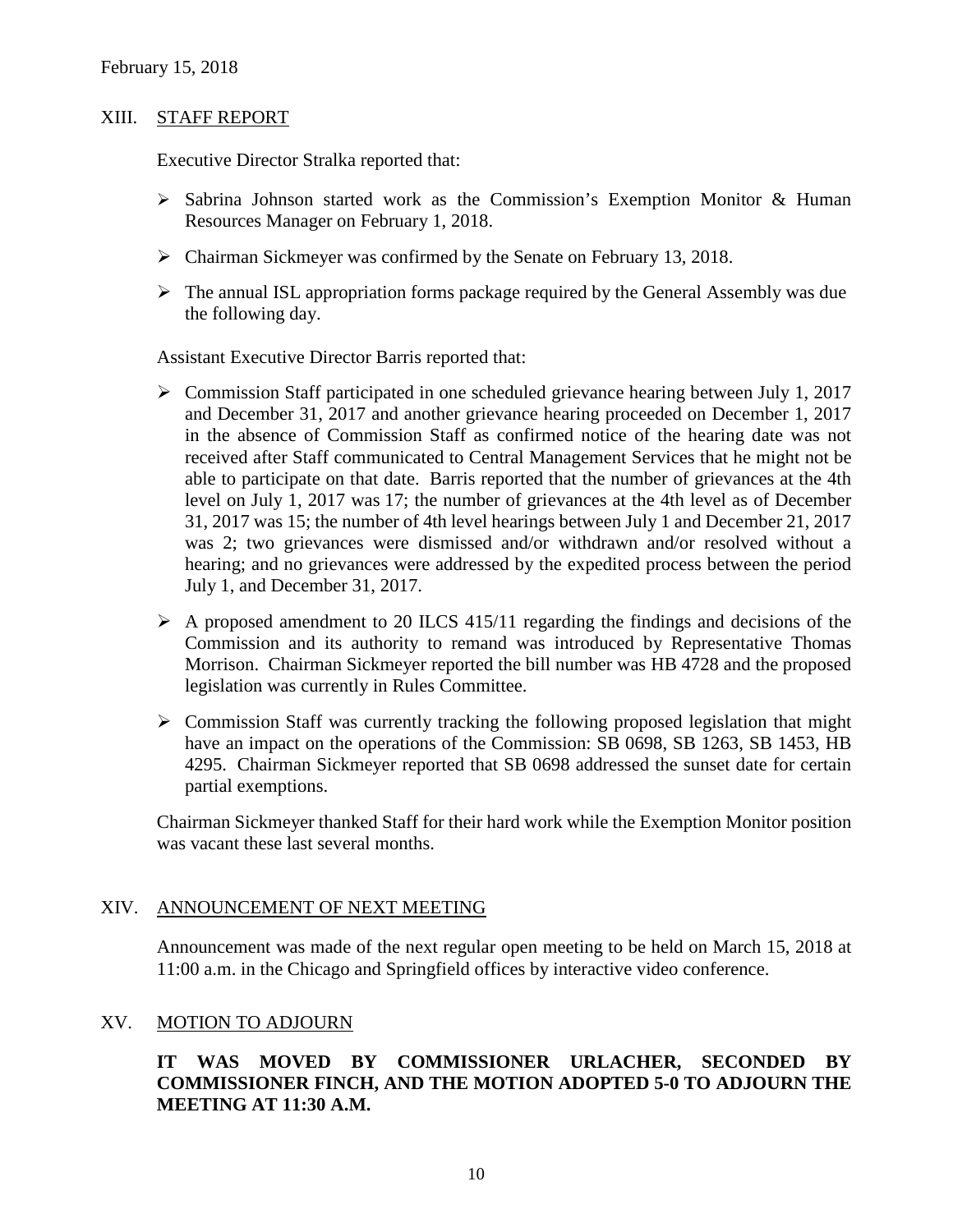February 15, 2018

## XIII. STAFF REPORT

Executive Director Stralka reported that:

- Sabrina Johnson started work as the Commission's Exemption Monitor & Human Resources Manager on February 1, 2018.
- Chairman Sickmeyer was confirmed by the Senate on February 13, 2018.
- The annual ISL appropriation forms package required by the General Assembly was due the following day.

Assistant Executive Director Barris reported that:

- Commission Staff participated in one scheduled grievance hearing between July 1, 2017 and December 31, 2017 and another grievance hearing proceeded on December 1, 2017 in the absence of Commission Staff as confirmed notice of the hearing date was not received after Staff communicated to Central Management Services that he might not be able to participate on that date. Barris reported that the number of grievances at the 4th level on July 1, 2017 was 17; the number of grievances at the 4th level as of December 31, 2017 was 15; the number of 4th level hearings between July 1 and December 21, 2017 was 2; two grievances were dismissed and/or withdrawn and/or resolved without a hearing; and no grievances were addressed by the expedited process between the period July 1, and December 31, 2017.
- A proposed amendment to 20 ILCS 415/11 regarding the findings and decisions of the Commission and its authority to remand was introduced by Representative Thomas Morrison. Chairman Sickmeyer reported the bill number was HB 4728 and the proposed legislation was currently in Rules Committee.
- Commission Staff was currently tracking the following proposed legislation that might have an impact on the operations of the Commission: SB 0698, SB 1263, SB 1453, HB 4295. Chairman Sickmeyer reported that SB 0698 addressed the sunset date for certain partial exemptions.

Chairman Sickmeyer thanked Staff for their hard work while the Exemption Monitor position was vacant these last several months.

## XIV. ANNOUNCEMENT OF NEXT MEETING

Announcement was made of the next regular open meeting to be held on March 15, 2018 at 11:00 a.m. in the Chicago and Springfield offices by interactive video conference.

## XV. MOTION TO ADJOURN

**IT WAS MOVED BY COMMISSIONER URLACHER, SECONDED BY COMMISSIONER FINCH, AND THE MOTION ADOPTED 5-0 TO ADJOURN THE MEETING AT 11:30 A.M.**